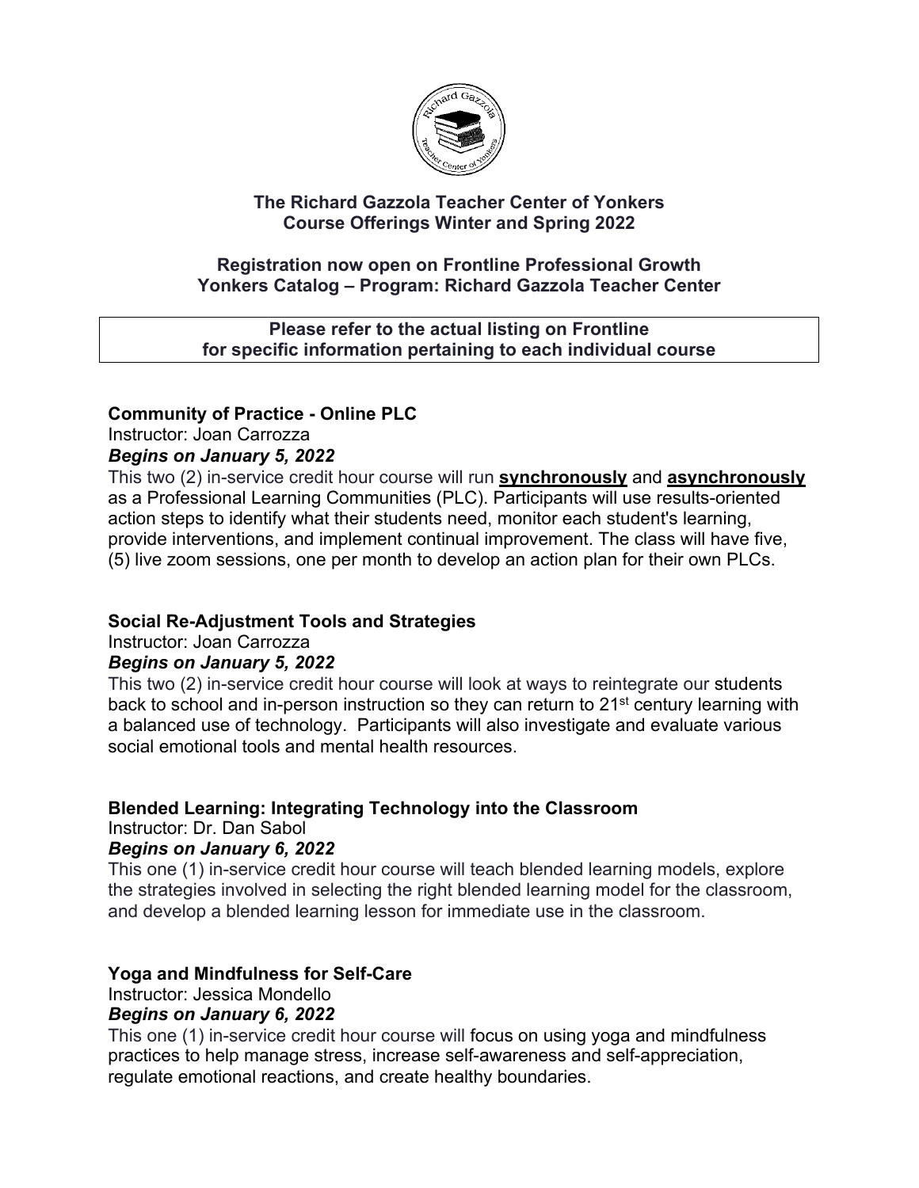# The Richard Gazzola Teacher Center of Yonkers
## Course Offerings Winter and Spring 2022

**Registration now open on Frontline Professional Growth**
**Yonkers Catalog – Program: Richard Gazzola Teacher Center**

**Please refer to the actual listing on Frontline for specific information pertaining to each individual course**

### Community of Practice - Online PLC

Instructor: Joan Carrozza

***Begins on January 5, 2022***

This two (2) in-service credit hour course will run **synchronously** and **asynchronously** as a Professional Learning Communities (PLC). Participants will use results-oriented action steps to identify what their students need, monitor each student's learning, provide interventions, and implement continual improvement. The class will have five, (5) live zoom sessions, one per month to develop an action plan for their own PLCs.

### Social Re-Adjustment Tools and Strategies

Instructor: Joan Carrozza

***Begins on January 5, 2022***

This two (2) in-service credit hour course will look at ways to reintegrate our students back to school and in-person instruction so they can return to 21st century learning with a balanced use of technology. Participants will also investigate and evaluate various social emotional tools and mental health resources.

### Blended Learning: Integrating Technology into the Classroom

Instructor: Dr. Dan Sabol

***Begins on January 6, 2022***

This one (1) in-service credit hour course will teach blended learning models, explore the strategies involved in selecting the right blended learning model for the classroom, and develop a blended learning lesson for immediate use in the classroom.

### Yoga and Mindfulness for Self-Care

Instructor: Jessica Mondello

***Begins on January 6, 2022***

This one (1) in-service credit hour course will focus on using yoga and mindfulness practices to help manage stress, increase self-awareness and self-appreciation, regulate emotional reactions, and create healthy boundaries.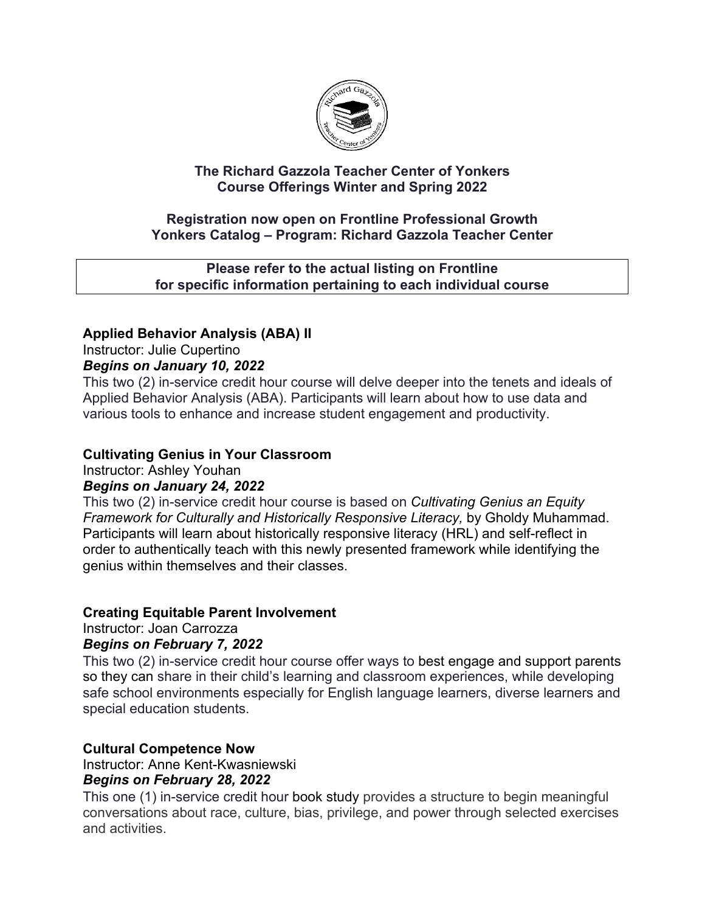**The Richard Gazzola Teacher Center of Yonkers**
**Course Offerings Winter and Spring 2022**

**Registration now open on Frontline Professional Growth**
**Yonkers Catalog – Program: Richard Gazzola Teacher Center**

**Please refer to the actual listing on Frontline for specific information pertaining to each individual course**

### Applied Behavior Analysis (ABA) II

Instructor: Julie Cupertino

***Begins on January 10, 2022***

This two (2) in-service credit hour course will delve deeper into the tenets and ideals of Applied Behavior Analysis (ABA). Participants will learn about how to use data and various tools to enhance and increase student engagement and productivity.

### Cultivating Genius in Your Classroom

Instructor: Ashley Youhan

***Begins on January 24, 2022***

This two (2) in-service credit hour course is based on *Cultivating Genius an Equity Framework for Culturally and Historically Responsive Literacy,* by Gholdy Muhammad. Participants will learn about historically responsive literacy (HRL) and self-reflect in order to authentically teach with this newly presented framework while identifying the genius within themselves and their classes.

### Creating Equitable Parent Involvement

Instructor: Joan Carrozza

***Begins on February 7, 2022***

This two (2) in-service credit hour course offer ways to best engage and support parents so they can share in their child's learning and classroom experiences, while developing safe school environments especially for English language learners, diverse learners and special education students.

### Cultural Competence Now

Instructor: Anne Kent-Kwasniewski

***Begins on February 28, 2022***

This one (1) in-service credit hour book study provides a structure to begin meaningful conversations about race, culture, bias, privilege, and power through selected exercises and activities.